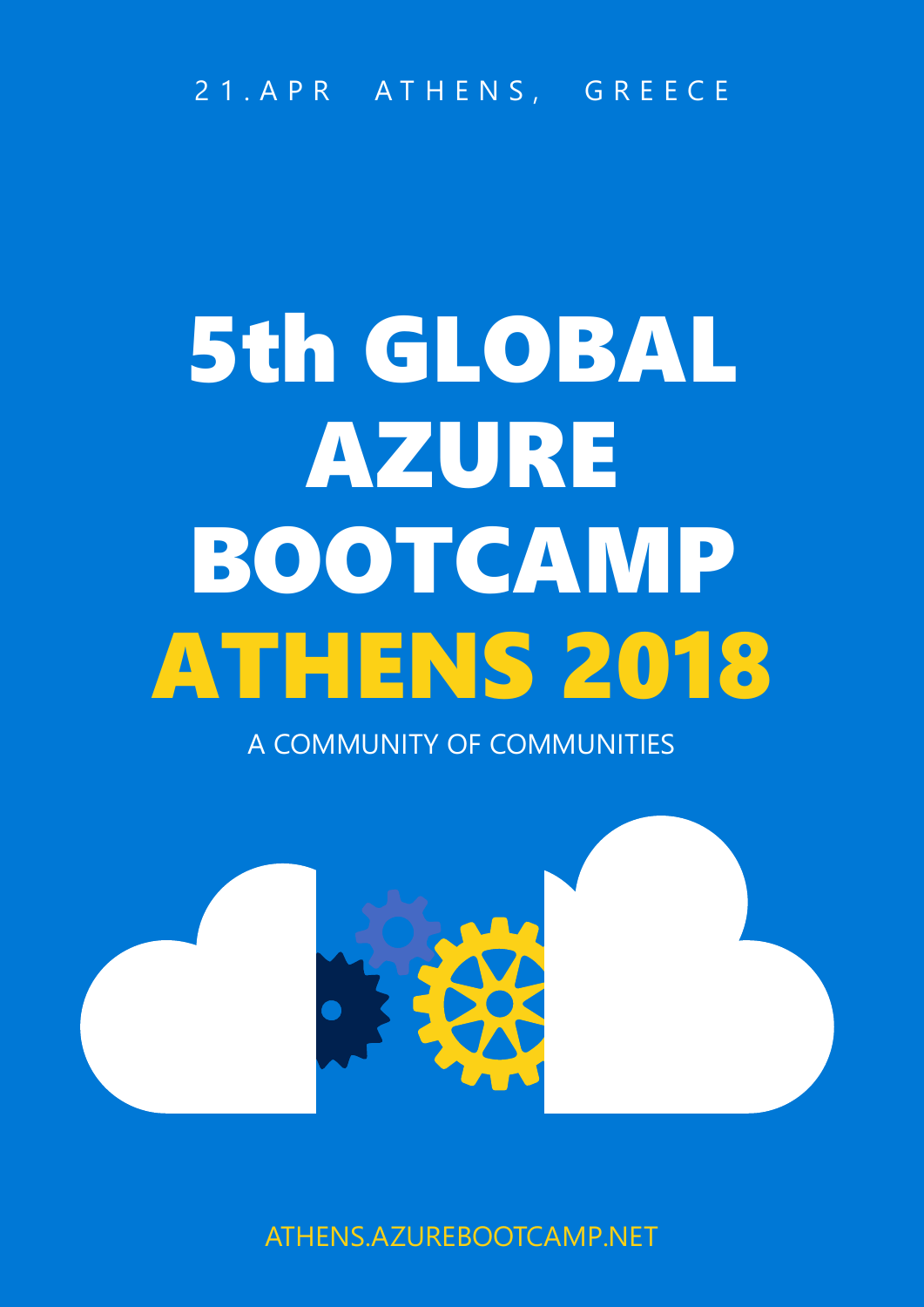21.APR ATHENS, GREECE

# 5th GLOBAL AZURE BOOTCAMP ATHENS 2018

A COMMUNITY OF COMMUNITIES

ATHENS.AZUREBOOTCAMP.NET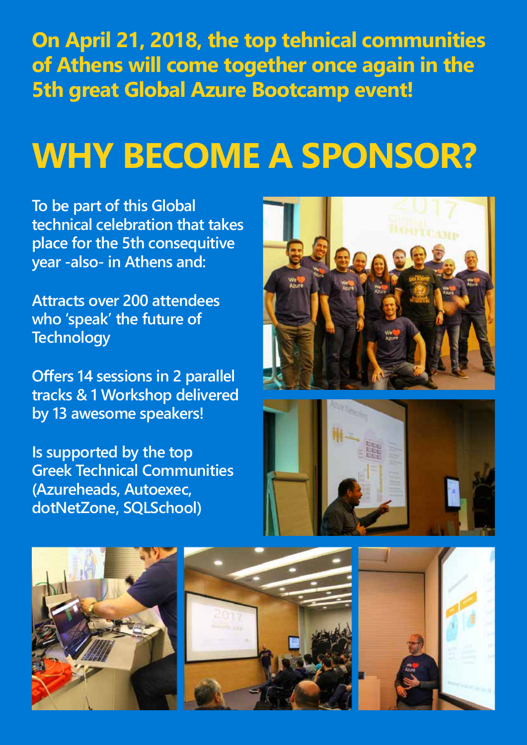**On April 21, 2018, the top tehnical communities of Athens will come together once again in the 5th great Global Azure Bootcamp event!**

# WHY BECOME A SPONSOR?

To be part of this Global technical celebration that takes place for the 5th consequitive year -also- in Athens and:

Attracts over 200 attendees who 'speak' the future of Technology

Offers 14 sessions in 2 parallel tracks & 1 Workshop delivered by 13 awesome speakers!

Is supported by the top Greek Technical Communities (Azureheads, Autoexec, dotNetZone, SQLSchool)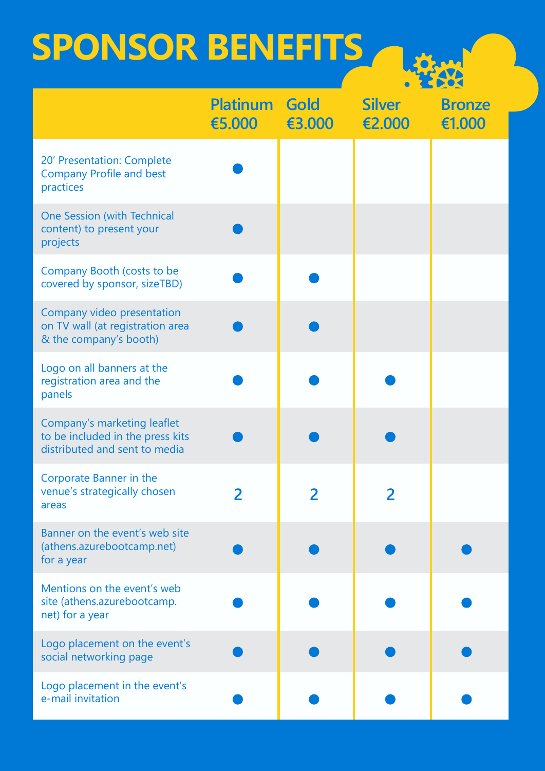# SPONSOR BENEFITS

| | Platinum €5.000 | Gold €3.000 | Silver €2.000 | Bronze €1.000 |
|---|---|---|---|---|
| 20′ Presentation: Complete Company Profile and best practices | ● | | | |
| One Session (with Technical content) to present your projects | ● | | | |
| Company Booth (costs to be covered by sponsor, sizeTBD) | ● | ● | | |
| Company video presentation on TV wall (at registration area & the company's booth) | ● | ● | | |
| Logo on all banners at the registration area and the panels | ● | ● | ● | |
| Company's marketing leaflet to be included in the press kits distributed and sent to media | ● | ● | ● | |
| Corporate Banner in the venue's strategically chosen areas | 2 | 2 | 2 | |
| Banner on the event's web site (athens.azurebootcamp.net) for a year | ● | ● | ● | ● |
| Mentions on the event's web site (athens.azurebootcamp.net) for a year | ● | ● | ● | ● |
| Logo placement on the event's social networking page | ● | ● | ● | ● |
| Logo placement in the event's e-mail invitation | ● | ● | ● | ● |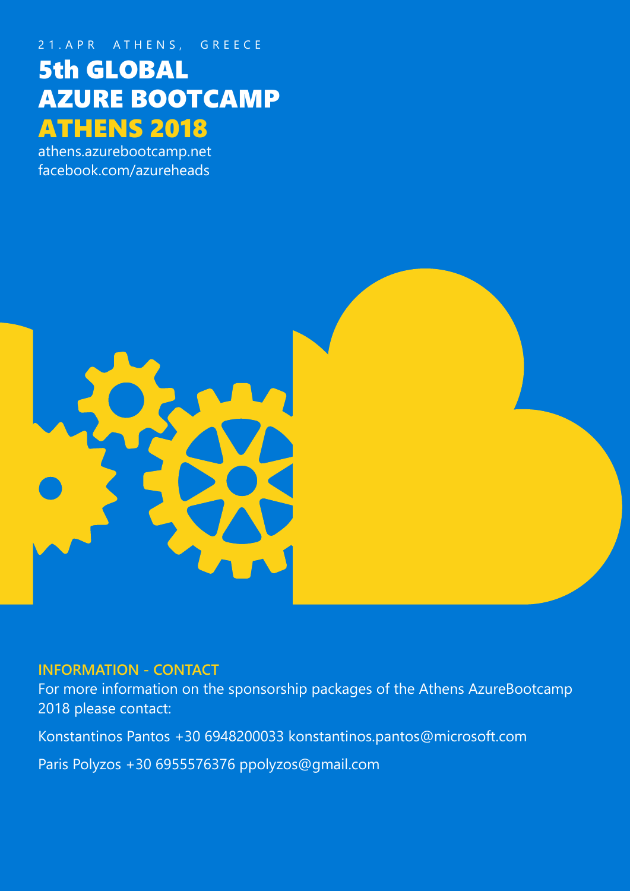21.APR ATHENS, GREECE

# 5th GLOBAL AZURE BOOTCAMP ATHENS 2018

athens.azurebootcamp.net
facebook.com/azureheads

## INFORMATION - CONTACT

For more information on the sponsorship packages of the Athens AzureBootcamp 2018 please contact:

Konstantinos Pantos +30 6948200033 konstantinos.pantos@microsoft.com

Paris Polyzos +30 6955576376 ppolyzos@gmail.com